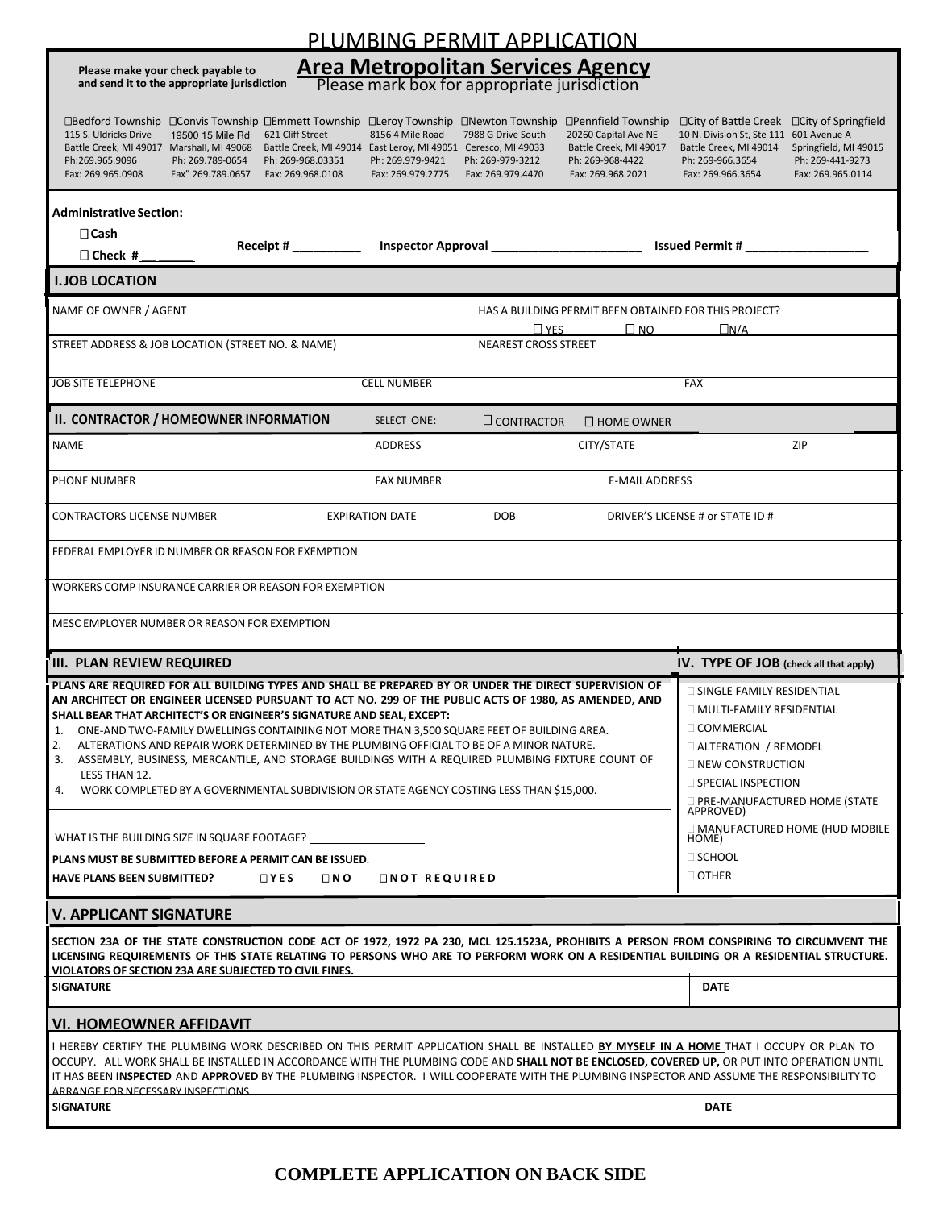# PLUMBING PERMIT APPLICATION

**Please make your check payable to and send it to the appropriate jurisdiction**

## Area Metropolitan Services Agency

Please mark box for appropriate jurisdiction

| ☐Bedford Township | ☐Convis Township | ☐Emmett Township | ☐Leroy Township | ☐Newton Township | ☐Pennfield Township | ☐City of Battle Creek | ☐City of Springfield |
|---|---|---|---|---|---|---|---|
| 115 S. Uldricks Drive | 19500 15 Mile Rd | 621 Cliff Street | 8156 4 Mile Road | 7988 G Drive South | 20260 Capital Ave NE | 10 N. Division St, Ste 111 | 601 Avenue A |
| Battle Creek, MI 49017 | Marshall, MI 49068 | Battle Creek, MI 49014 | East Leroy, MI 49051 | Ceresco, MI 49033 | Battle Creek, MI 49017 | Battle Creek, MI 49014 | Springfield, MI 49015 |
| Ph:269.965.9096 | Ph: 269.789-0654 | Ph: 269-968.03351 | Ph: 269.979-9421 | Ph: 269-979-3212 | Ph: 269-968-4422 | Ph: 269-966.3654 | Ph: 269-441-9273 |
| Fax: 269.965.0908 | Fax" 269.789.0657 | Fax: 269.968.0108 | Fax: 269.979.2775 | Fax: 269.979.4470 | Fax: 269.968.2021 | Fax: 269.966.3654 | Fax: 269.965.0114 |

**Administrative Section:**

☐ **Cash**

☐ **Check #\_\_\_\_\_\_\_**

**Receipt # \_\_\_\_\_\_\_\_\_\_** **Inspector Approval \_\_\_\_\_\_\_\_\_\_\_\_\_\_\_\_\_\_\_\_\_\_** **Issued Permit # \_\_\_\_\_\_\_\_\_\_\_\_\_\_\_\_\_\_**

## I. JOB LOCATION

NAME OF OWNER / AGENT

HAS A BUILDING PERMIT BEEN OBTAINED FOR THIS PROJECT? ☐ YES ☐ NO ☐N/A

STREET ADDRESS & JOB LOCATION (STREET NO. & NAME)

NEAREST CROSS STREET

JOB SITE TELEPHONE | CELL NUMBER | FAX

## II. CONTRACTOR / HOMEOWNER INFORMATION

SELECT ONE: ☐ CONTRACTOR ☐ HOME OWNER

NAME | ADDRESS | CITY/STATE | ZIP

PHONE NUMBER | FAX NUMBER | E-MAIL ADDRESS

CONTRACTORS LICENSE NUMBER | EXPIRATION DATE | DOB | DRIVER'S LICENSE # or STATE ID #

FEDERAL EMPLOYER ID NUMBER OR REASON FOR EXEMPTION

WORKERS COMP INSURANCE CARRIER OR REASON FOR EXEMPTION

MESC EMPLOYER NUMBER OR REASON FOR EXEMPTION

## III. PLAN REVIEW REQUIRED

**PLANS ARE REQUIRED FOR ALL BUILDING TYPES AND SHALL BE PREPARED BY OR UNDER THE DIRECT SUPERVISION OF AN ARCHITECT OR ENGINEER LICENSED PURSUANT TO ACT NO. 299 OF THE PUBLIC ACTS OF 1980, AS AMENDED, AND SHALL BEAR THAT ARCHITECT'S OR ENGINEER'S SIGNATURE AND SEAL, EXCEPT:**

1. ONE-AND TWO-FAMILY DWELLINGS CONTAINING NOT MORE THAN 3,500 SQUARE FEET OF BUILDING AREA.
2. ALTERATIONS AND REPAIR WORK DETERMINED BY THE PLUMBING OFFICIAL TO BE OF A MINOR NATURE.
3. ASSEMBLY, BUSINESS, MERCANTILE, AND STORAGE BUILDINGS WITH A REQUIRED PLUMBING FIXTURE COUNT OF LESS THAN 12.
4. WORK COMPLETED BY A GOVERNMENTAL SUBDIVISION OR STATE AGENCY COSTING LESS THAN $15,000.

WHAT IS THE BUILDING SIZE IN SQUARE FOOTAGE? \_\_\_\_\_\_\_\_\_\_\_\_\_\_\_\_\_\_\_\_

**PLANS MUST BE SUBMITTED BEFORE A PERMIT CAN BE ISSUED.**

**HAVE PLANS BEEN SUBMITTED?** ☐ **YES** ☐ **NO** ☐ **NOT REQUIRED**

## IV. TYPE OF JOB (check all that apply)

- ☐ SINGLE FAMILY RESIDENTIAL
- ☐ MULTI-FAMILY RESIDENTIAL
- ☐ COMMERCIAL
- ☐ ALTERATION / REMODEL
- ☐ NEW CONSTRUCTION
- ☐ SPECIAL INSPECTION
- ☐ PRE-MANUFACTURED HOME (STATE APPROVED)
- ☐ MANUFACTURED HOME (HUD MOBILE HOME)
- ☐ SCHOOL
- ☐ OTHER

## V. APPLICANT SIGNATURE

**SECTION 23A OF THE STATE CONSTRUCTION CODE ACT OF 1972, 1972 PA 230, MCL 125.1523A, PROHIBITS A PERSON FROM CONSPIRING TO CIRCUMVENT THE LICENSING REQUIREMENTS OF THIS STATE RELATING TO PERSONS WHO ARE TO PERFORM WORK ON A RESIDENTIAL BUILDING OR A RESIDENTIAL STRUCTURE. VIOLATORS OF SECTION 23A ARE SUBJECTED TO CIVIL FINES.**

**SIGNATURE** | **DATE**

## VI. HOMEOWNER AFFIDAVIT

I HEREBY CERTIFY THE PLUMBING WORK DESCRIBED ON THIS PERMIT APPLICATION SHALL BE INSTALLED **BY MYSELF IN A HOME** THAT I OCCUPY OR PLAN TO OCCUPY. ALL WORK SHALL BE INSTALLED IN ACCORDANCE WITH THE PLUMBING CODE AND **SHALL NOT BE ENCLOSED, COVERED UP,** OR PUT INTO OPERATION UNTIL IT HAS BEEN **INSPECTED** AND **APPROVED** BY THE PLUMBING INSPECTOR. I WILL COOPERATE WITH THE PLUMBING INSPECTOR AND ASSUME THE RESPONSIBILITY TO ARRANGE FOR NECESSARY INSPECTIONS.

**SIGNATURE** | **DATE**

**COMPLETE APPLICATION ON BACK SIDE**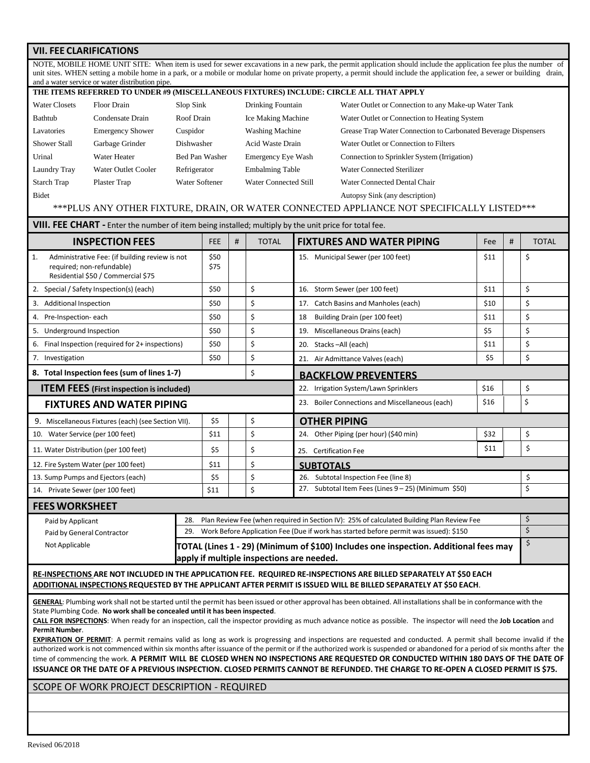## VII. FEE CLARIFICATIONS

NOTE, MOBILE HOME UNIT SITE: When item is used for sewer excavations in a new park, the permit application should include the application fee plus the number of unit sites. WHEN setting a mobile home in a park, or a mobile or modular home on private property, a permit should include the application fee, a sewer or building drain, and a water service or water distribution pipe.

**THE ITEMS REFERRED TO UNDER #9 (MISCELLANEOUS FIXTURES) INCLUDE: CIRCLE ALL THAT APPLY**

| | | | | |
|---|---|---|---|---|
| Water Closets | Floor Drain | Slop Sink | Drinking Fountain | Water Outlet or Connection to any Make-up Water Tank |
| Bathtub | Condensate Drain | Roof Drain | Ice Making Machine | Water Outlet or Connection to Heating System |
| Lavatories | Emergency Shower | Cuspidor | Washing Machine | Grease Trap Water Connection to Carbonated Beverage Dispensers |
| Shower Stall | Garbage Grinder | Dishwasher | Acid Waste Drain | Water Outlet or Connection to Filters |
| Urinal | Water Heater | Bed Pan Washer | Emergency Eye Wash | Connection to Sprinkler System (Irrigation) |
| Laundry Tray | Water Outlet Cooler | Refrigerator | Embalming Table | Water Connected Sterilizer |
| Starch Trap | Plaster Trap | Water Softener | Water Connected Still | Water Connected Dental Chair |
| Bidet | | | | Autopsy Sink (any description) |

***PLUS ANY OTHER FIXTURE, DRAIN, OR WATER CONNECTED APPLIANCE NOT SPECIFICALLY LISTED***

## VIII. FEE CHART - Enter the number of item being installed; multiply by the unit price for total fee.

| INSPECTION FEES | FEE | # | TOTAL | FIXTURES AND WATER PIPING | Fee | # | TOTAL |
|---|---|---|---|---|---|---|---|
| 1. Administrative Fee: (if building review is not required; non-refundable) Residential $50 / Commercial $75 | $50 $75 | | | 15. Municipal Sewer (per 100 feet) | $11 | | $ |
| 2. Special / Safety Inspection(s) (each) | $50 | | $ | 16. Storm Sewer (per 100 feet) | $11 | | $ |
| 3. Additional Inspection | $50 | | $ | 17. Catch Basins and Manholes (each) | $10 | | $ |
| 4. Pre-Inspection- each | $50 | | $ | 18 Building Drain (per 100 feet) | $11 | | $ |
| 5. Underground Inspection | $50 | | $ | 19. Miscellaneous Drains (each) | $5 | | $ |
| 6. Final Inspection (required for 2+ inspections) | $50 | | $ | 20. Stacks –All (each) | $11 | | $ |
| 7. Investigation | $50 | | $ | 21. Air Admittance Valves (each) | $5 | | $ |
| **8. Total Inspection fees (sum of lines 1-7)** | | | $ | **BACKFLOW PREVENTERS** | | | |
| **ITEM FEES (First inspection is included)** | | | | 22. Irrigation System/Lawn Sprinklers | $16 | | $ |
| **FIXTURES AND WATER PIPING** | | | | 23. Boiler Connections and Miscellaneous (each) | $16 | | $ |
| 9. Miscellaneous Fixtures (each) (see Section VII). | $5 | | $ | **OTHER PIPING** | | | |
| 10. Water Service (per 100 feet) | $11 | | $ | 24. Other Piping (per hour) ($40 min) | $32 | | $ |
| 11. Water Distribution (per 100 feet) | $5 | | $ | 25. Certification Fee | $11 | | $ |
| 12. Fire System Water (per 100 feet) | $11 | | $ | **SUBTOTALS** | | | |
| 13. Sump Pumps and Ejectors (each) | $5 | | $ | 26. Subtotal Inspection Fee (line 8) | | | $ |
| 14. Private Sewer (per 100 feet) | $11 | | $ | 27. Subtotal Item Fees (Lines 9 – 25) (Minimum $50) | | | $ |

## FEES WORKSHEET

| | | |
|---|---|---|
| Paid by Applicant | 28. Plan Review Fee (when required in Section IV): 25% of calculated Building Plan Review Fee | $ |
| Paid by General Contractor | 29. Work Before Application Fee (Due if work has started before permit was issued): $150 | $ |
| Not Applicable | **TOTAL (Lines 1 - 29) (Minimum of $100) Includes one inspection. Additional fees may apply if multiple inspections are needed.** | $ |

**RE-INSPECTIONS ARE NOT INCLUDED IN THE APPLICATION FEE. REQUIRED RE-INSPECTIONS ARE BILLED SEPARATELY AT $50 EACH**
**ADDITIONAL INSPECTIONS REQUESTED BY THE APPLICANT AFTER PERMIT IS ISSUED WILL BE BILLED SEPARATELY AT $50 EACH**.

**GENERAL**: Plumbing work shall not be started until the permit has been issued or other approval has been obtained. All installations shall be in conformance with the State Plumbing Code. **No work shall be concealed until it has been inspected**.

**CALL FOR INSPECTIONS**: When ready for an inspection, call the inspector providing as much advance notice as possible. The inspector will need the **Job Location** and **Permit Number**.

**EXPIRATION OF PERMIT**: A permit remains valid as long as work is progressing and inspections are requested and conducted. A permit shall become invalid if the authorized work is not commenced within six months after issuance of the permit or if the authorized work is suspended or abandoned for a period of six months after the time of commencing the work. **A PERMIT WILL BE CLOSED WHEN NO INSPECTIONS ARE REQUESTED OR CONDUCTED WITHIN 180 DAYS OF THE DATE OF ISSUANCE OR THE DATE OF A PREVIOUS INSPECTION. CLOSED PERMITS CANNOT BE REFUNDED. THE CHARGE TO RE-OPEN A CLOSED PERMIT IS $75.**

SCOPE OF WORK PROJECT DESCRIPTION - REQUIRED

Revised 06/2018